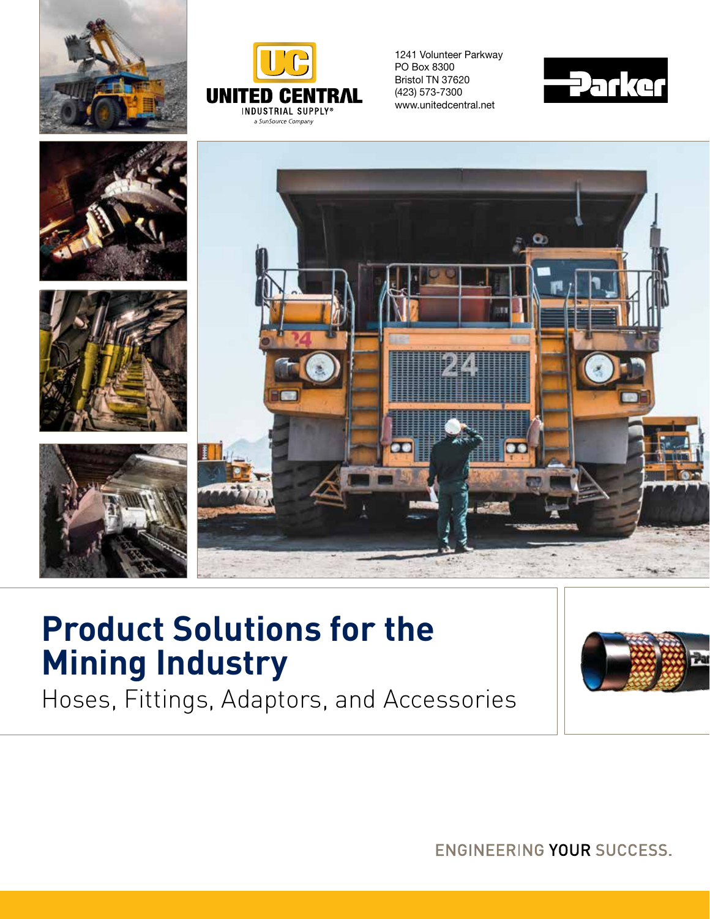UNITED CENTRAL
INDUSTRIAL SUPPLY®
a SunSource Company

1241 Volunteer Parkway
PO Box 8300
Bristol TN 37620
(423) 573-7300
www.unitedcentral.net

# Product Solutions for the Mining Industry

Hoses, Fittings, Adaptors, and Accessories

ENGINEERING YOUR SUCCESS.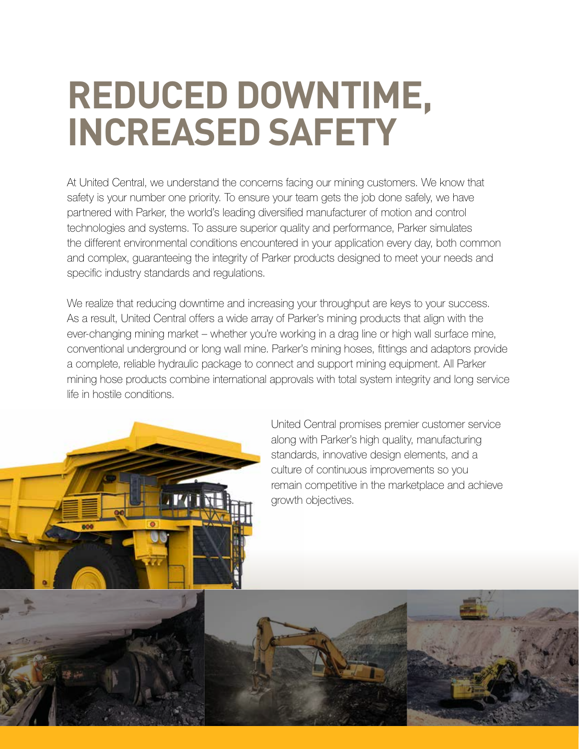# REDUCED DOWNTIME, INCREASED SAFETY

At United Central, we understand the concerns facing our mining customers. We know that safety is your number one priority. To ensure your team gets the job done safely, we have partnered with Parker, the world's leading diversified manufacturer of motion and control technologies and systems. To assure superior quality and performance, Parker simulates the different environmental conditions encountered in your application every day, both common and complex, guaranteeing the integrity of Parker products designed to meet your needs and specific industry standards and regulations.

We realize that reducing downtime and increasing your throughput are keys to your success. As a result, United Central offers a wide array of Parker's mining products that align with the ever-changing mining market – whether you're working in a drag line or high wall surface mine, conventional underground or long wall mine. Parker's mining hoses, fittings and adaptors provide a complete, reliable hydraulic package to connect and support mining equipment. All Parker mining hose products combine international approvals with total system integrity and long service life in hostile conditions.

United Central promises premier customer service along with Parker's high quality, manufacturing standards, innovative design elements, and a culture of continuous improvements so you remain competitive in the marketplace and achieve growth objectives.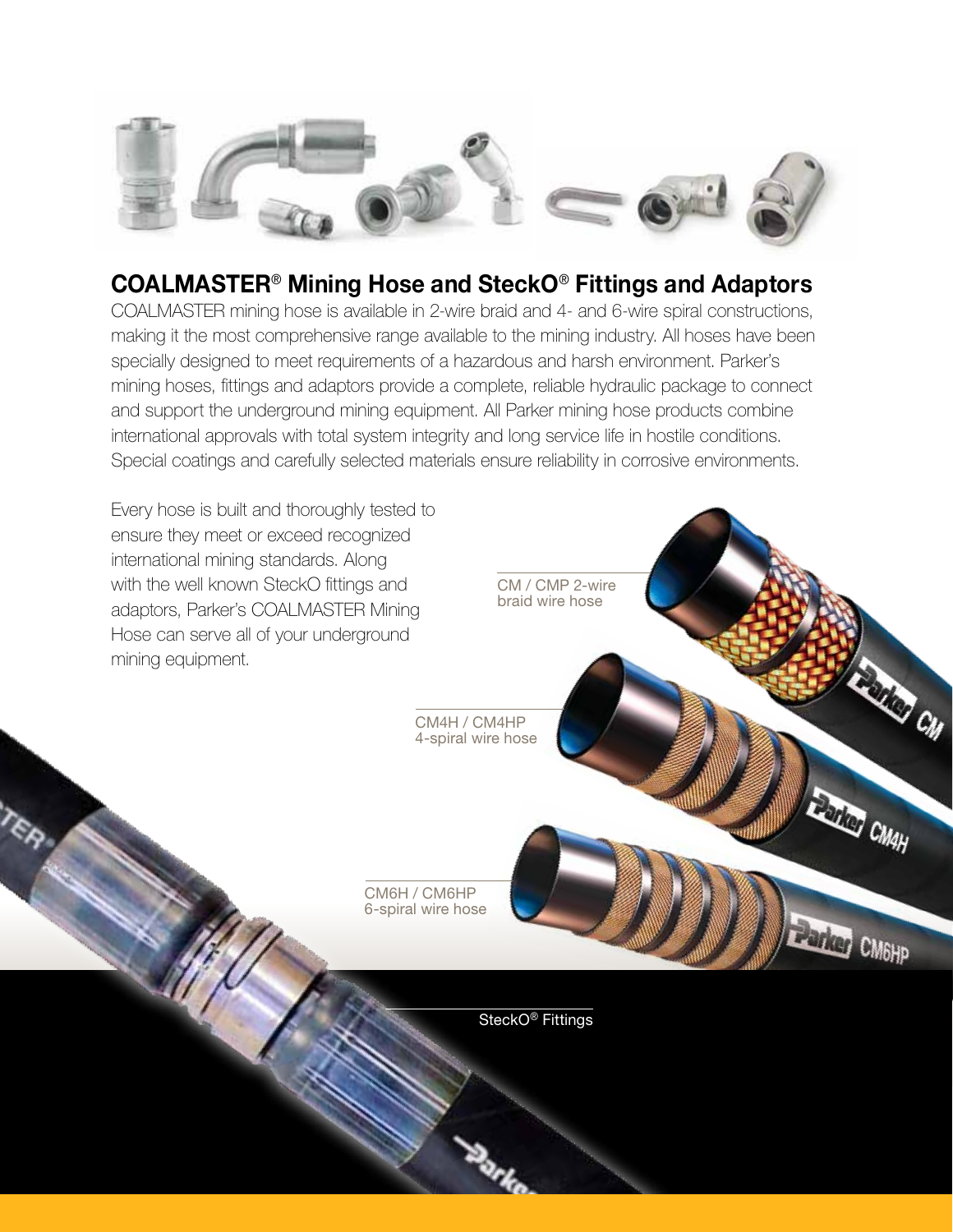## COALMASTER® Mining Hose and SteckO® Fittings and Adaptors

COALMASTER mining hose is available in 2-wire braid and 4- and 6-wire spiral constructions, making it the most comprehensive range available to the mining industry. All hoses have been specially designed to meet requirements of a hazardous and harsh environment. Parker's mining hoses, fittings and adaptors provide a complete, reliable hydraulic package to connect and support the underground mining equipment. All Parker mining hose products combine international approvals with total system integrity and long service life in hostile conditions. Special coatings and carefully selected materials ensure reliability in corrosive environments.

Every hose is built and thoroughly tested to ensure they meet or exceed recognized international mining standards. Along with the well known SteckO fittings and adaptors, Parker's COALMASTER Mining Hose can serve all of your underground mining equipment.

CM / CMP 2-wire braid wire hose

CM4H / CM4HP 4-spiral wire hose

CM6H / CM6HP 6-spiral wire hose

SteckO® Fittings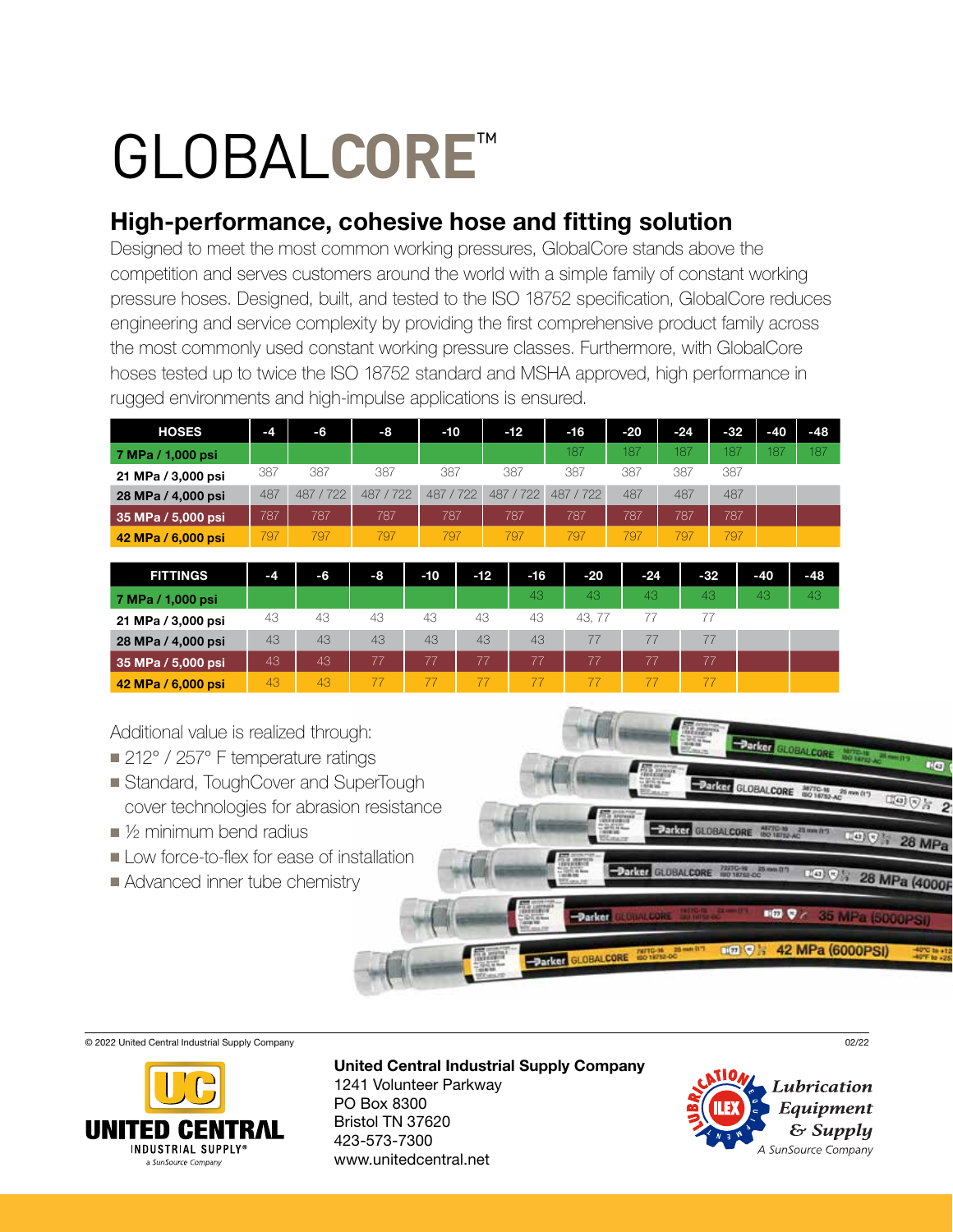# GLOBALCORE™

## High-performance, cohesive hose and fitting solution

Designed to meet the most common working pressures, GlobalCore stands above the competition and serves customers around the world with a simple family of constant working pressure hoses. Designed, built, and tested to the ISO 18752 specification, GlobalCore reduces engineering and service complexity by providing the first comprehensive product family across the most commonly used constant working pressure classes. Furthermore, with GlobalCore hoses tested up to twice the ISO 18752 standard and MSHA approved, high performance in rugged environments and high-impulse applications is ensured.

| HOSES | -4 | -6 | -8 | -10 | -12 | -16 | -20 | -24 | -32 | -40 | -48 |
|---|---|---|---|---|---|---|---|---|---|---|---|
| 7 MPa / 1,000 psi | | | | | | 187 | 187 | 187 | 187 | 187 | 187 |
| 21 MPa / 3,000 psi | 387 | 387 | 387 | 387 | 387 | 387 | 387 | 387 | 387 | | |
| 28 MPa / 4,000 psi | 487 | 487 / 722 | 487 / 722 | 487 / 722 | 487 / 722 | 487 / 722 | 487 | 487 | 487 | | |
| 35 MPa / 5,000 psi | 787 | 787 | 787 | 787 | 787 | 787 | 787 | 787 | 787 | | |
| 42 MPa / 6,000 psi | 797 | 797 | 797 | 797 | 797 | 797 | 797 | 797 | 797 | | |

| FITTINGS | -4 | -6 | -8 | -10 | -12 | -16 | -20 | -24 | -32 | -40 | -48 |
|---|---|---|---|---|---|---|---|---|---|---|---|
| 7 MPa / 1,000 psi | | | | | | 43 | 43 | 43 | 43 | 43 | 43 |
| 21 MPa / 3,000 psi | 43 | 43 | 43 | 43 | 43 | 43 | 43, 77 | 77 | 77 | | |
| 28 MPa / 4,000 psi | 43 | 43 | 43 | 43 | 43 | 43 | 77 | 77 | 77 | | |
| 35 MPa / 5,000 psi | 43 | 43 | 77 | 77 | 77 | 77 | 77 | 77 | 77 | | |
| 42 MPa / 6,000 psi | 43 | 43 | 77 | 77 | 77 | 77 | 77 | 77 | 77 | | |

Additional value is realized through:

- 212° / 257° F temperature ratings
- Standard, ToughCover and SuperTough cover technologies for abrasion resistance
- ½ minimum bend radius
- Low force-to-flex for ease of installation
- Advanced inner tube chemistry

© 2022 United Central Industrial Supply Company

02/22

**United Central Industrial Supply Company**
1241 Volunteer Parkway
PO Box 8300
Bristol TN 37620
423-573-7300
www.unitedcentral.net